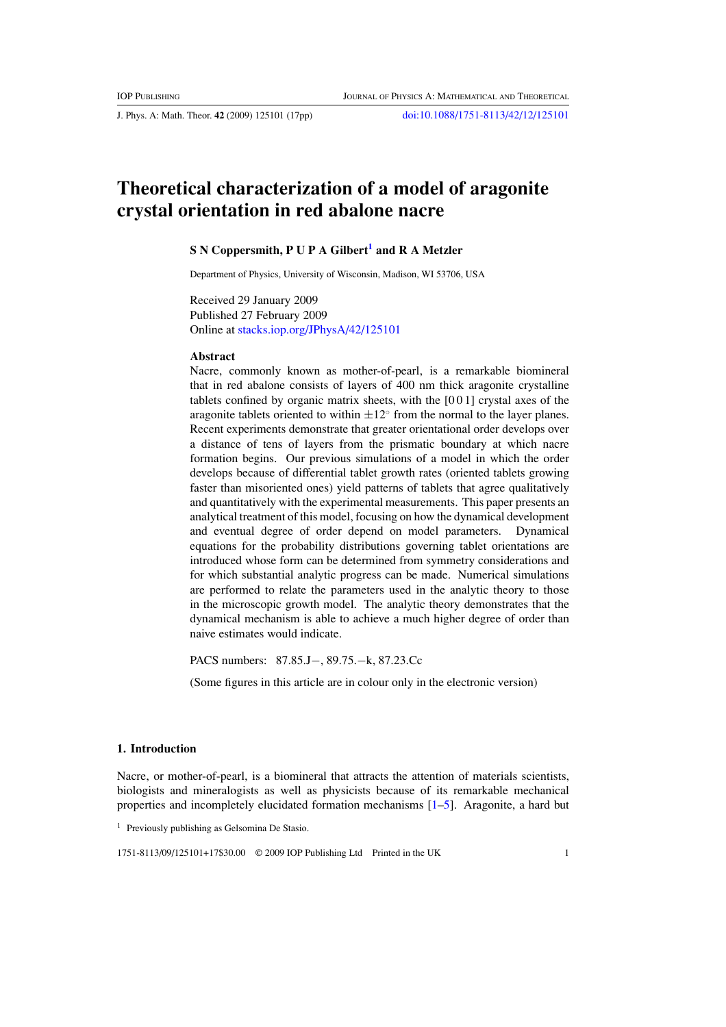# Theoretical characterization of a model of aragonite crystal orientation in red abalone nacre

**S N Coppersmith, P U P A Gilbert[1] and R A Metzler**

Department of Physics, University of Wisconsin, Madison, WI 53706, USA

Received 29 January 2009
Published 27 February 2009
Online at stacks.iop.org/JPhysA/42/125101

### Abstract

Nacre, commonly known as mother-of-pearl, is a remarkable biomineral that in red abalone consists of layers of 400 nm thick aragonite crystalline tablets confined by organic matrix sheets, with the [0 0 1] crystal axes of the aragonite tablets oriented to within $\pm 12^{\circ}$ from the normal to the layer planes. Recent experiments demonstrate that greater orientational order develops over a distance of tens of layers from the prismatic boundary at which nacre formation begins. Our previous simulations of a model in which the order develops because of differential tablet growth rates (oriented tablets growing faster than misoriented ones) yield patterns of tablets that agree qualitatively and quantitatively with the experimental measurements. This paper presents an analytical treatment of this model, focusing on how the dynamical development and eventual degree of order depend on model parameters. Dynamical equations for the probability distributions governing tablet orientations are introduced whose form can be determined from symmetry considerations and for which substantial analytic progress can be made. Numerical simulations are performed to relate the parameters used in the analytic theory to those in the microscopic growth model. The analytic theory demonstrates that the dynamical mechanism is able to achieve a much higher degree of order than naive estimates would indicate.

PACS numbers: 87.85.J−, 89.75.−k, 87.23.Cc

(Some figures in this article are in colour only in the electronic version)

## 1. Introduction

Nacre, or mother-of-pearl, is a biomineral that attracts the attention of materials scientists, biologists and mineralogists as well as physicists because of its remarkable mechanical properties and incompletely elucidated formation mechanisms [1–5]. Aragonite, a hard but

[1] Previously publishing as Gelsomina De Stasio.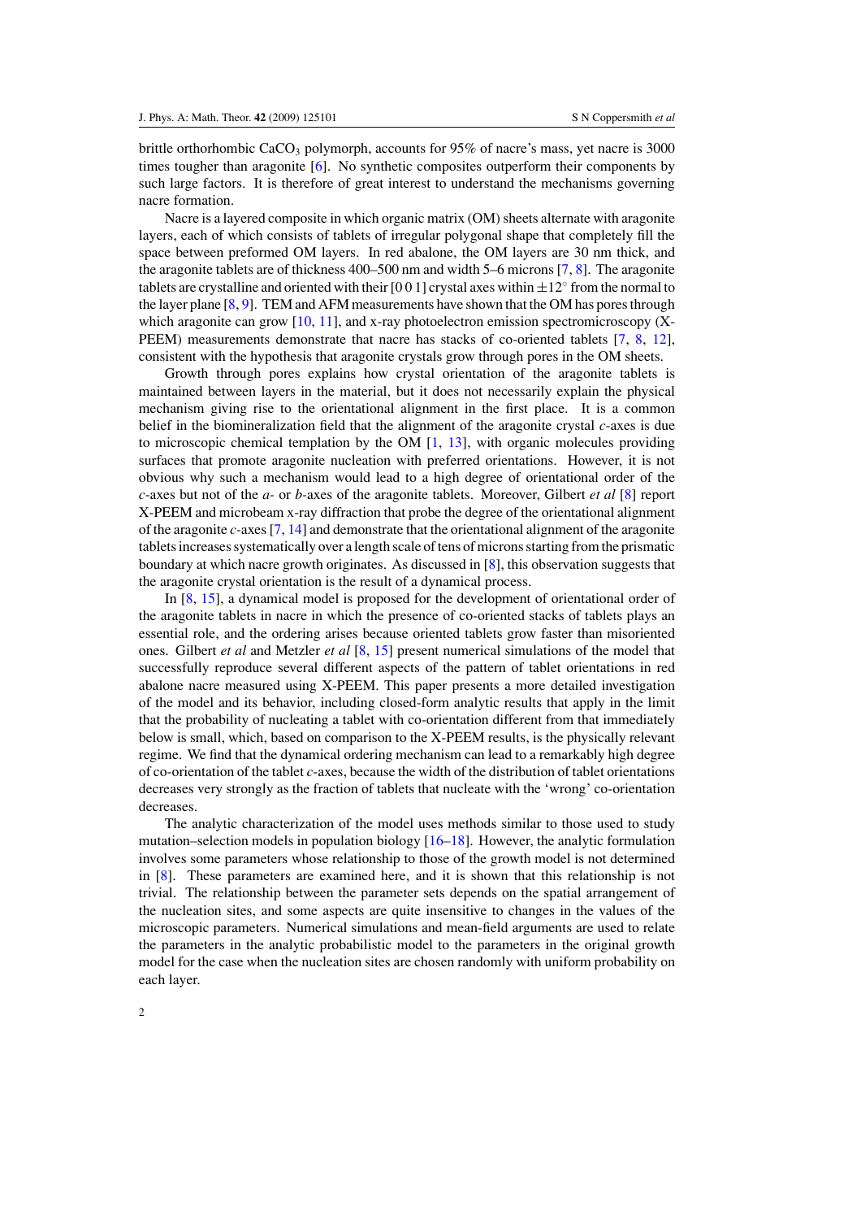brittle orthorhombic $CaCO_3$ polymorph, accounts for 95% of nacre's mass, yet nacre is 3000 times tougher than aragonite [6]. No synthetic composites outperform their components by such large factors. It is therefore of great interest to understand the mechanisms governing nacre formation.

Nacre is a layered composite in which organic matrix (OM) sheets alternate with aragonite layers, each of which consists of tablets of irregular polygonal shape that completely fill the space between preformed OM layers. In red abalone, the OM layers are 30 nm thick, and the aragonite tablets are of thickness 400–500 nm and width 5–6 microns [7, 8]. The aragonite tablets are crystalline and oriented with their [0 0 1] crystal axes within $\pm 12^\circ$ from the normal to the layer plane [8, 9]. TEM and AFM measurements have shown that the OM has pores through which aragonite can grow [10, 11], and x-ray photoelectron emission spectromicroscopy (X-PEEM) measurements demonstrate that nacre has stacks of co-oriented tablets [7, 8, 12], consistent with the hypothesis that aragonite crystals grow through pores in the OM sheets.

Growth through pores explains how crystal orientation of the aragonite tablets is maintained between layers in the material, but it does not necessarily explain the physical mechanism giving rise to the orientational alignment in the first place. It is a common belief in the biomineralization field that the alignment of the aragonite crystal $c$-axes is due to microscopic chemical templation by the OM [1, 13], with organic molecules providing surfaces that promote aragonite nucleation with preferred orientations. However, it is not obvious why such a mechanism would lead to a high degree of orientational order of the $c$-axes but not of the $a$- or $b$-axes of the aragonite tablets. Moreover, Gilbert *et al* [8] report X-PEEM and microbeam x-ray diffraction that probe the degree of the orientational alignment of the aragonite $c$-axes [7, 14] and demonstrate that the orientational alignment of the aragonite tablets increases systematically over a length scale of tens of microns starting from the prismatic boundary at which nacre growth originates. As discussed in [8], this observation suggests that the aragonite crystal orientation is the result of a dynamical process.

In [8, 15], a dynamical model is proposed for the development of orientational order of the aragonite tablets in nacre in which the presence of co-oriented stacks of tablets plays an essential role, and the ordering arises because oriented tablets grow faster than misoriented ones. Gilbert *et al* and Metzler *et al* [8, 15] present numerical simulations of the model that successfully reproduce several different aspects of the pattern of tablet orientations in red abalone nacre measured using X-PEEM. This paper presents a more detailed investigation of the model and its behavior, including closed-form analytic results that apply in the limit that the probability of nucleating a tablet with co-orientation different from that immediately below is small, which, based on comparison to the X-PEEM results, is the physically relevant regime. We find that the dynamical ordering mechanism can lead to a remarkably high degree of co-orientation of the tablet $c$-axes, because the width of the distribution of tablet orientations decreases very strongly as the fraction of tablets that nucleate with the 'wrong' co-orientation decreases.

The analytic characterization of the model uses methods similar to those used to study mutation–selection models in population biology [16–18]. However, the analytic formulation involves some parameters whose relationship to those of the growth model is not determined in [8]. These parameters are examined here, and it is shown that this relationship is not trivial. The relationship between the parameter sets depends on the spatial arrangement of the nucleation sites, and some aspects are quite insensitive to changes in the values of the microscopic parameters. Numerical simulations and mean-field arguments are used to relate the parameters in the analytic probabilistic model to the parameters in the original growth model for the case when the nucleation sites are chosen randomly with uniform probability on each layer.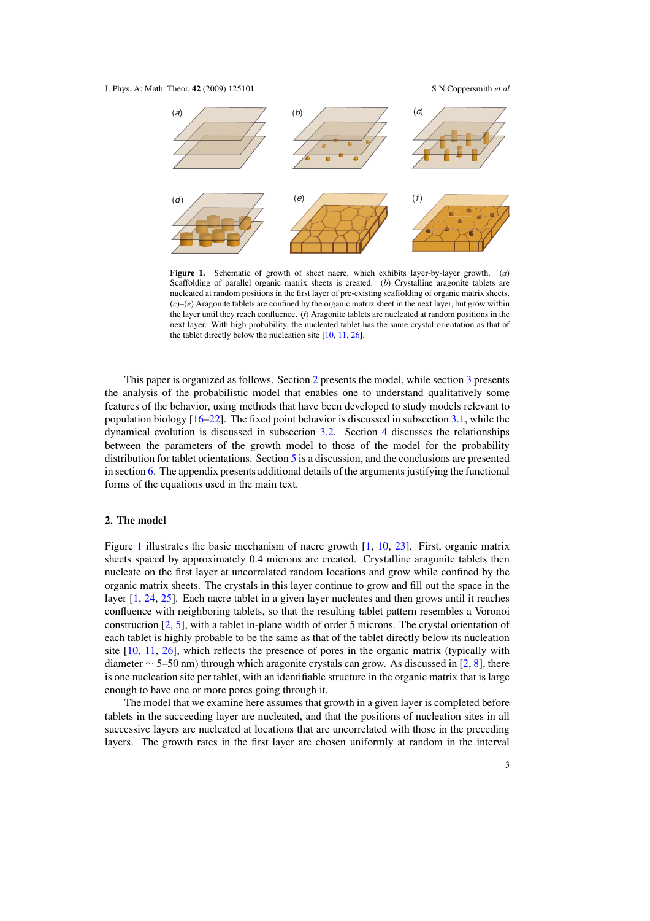**Figure 1.** Schematic of growth of sheet nacre, which exhibits layer-by-layer growth. (*a*) Scaffolding of parallel organic matrix sheets is created. (*b*) Crystalline aragonite tablets are nucleated at random positions in the first layer of pre-existing scaffolding of organic matrix sheets. (*c*)–(*e*) Aragonite tablets are confined by the organic matrix sheet in the next layer, but grow within the layer until they reach confluence. (*f*) Aragonite tablets are nucleated at random positions in the next layer. With high probability, the nucleated tablet has the same crystal orientation as that of the tablet directly below the nucleation site [10, 11, 26].

This paper is organized as follows. Section 2 presents the model, while section 3 presents the analysis of the probabilistic model that enables one to understand qualitatively some features of the behavior, using methods that have been developed to study models relevant to population biology [16–22]. The fixed point behavior is discussed in subsection 3.1, while the dynamical evolution is discussed in subsection 3.2. Section 4 discusses the relationships between the parameters of the growth model to those of the model for the probability distribution for tablet orientations. Section 5 is a discussion, and the conclusions are presented in section 6. The appendix presents additional details of the arguments justifying the functional forms of the equations used in the main text.

## 2. The model

Figure 1 illustrates the basic mechanism of nacre growth [1, 10, 23]. First, organic matrix sheets spaced by approximately 0.4 microns are created. Crystalline aragonite tablets then nucleate on the first layer at uncorrelated random locations and grow while confined by the organic matrix sheets. The crystals in this layer continue to grow and fill out the space in the layer [1, 24, 25]. Each nacre tablet in a given layer nucleates and then grows until it reaches confluence with neighboring tablets, so that the resulting tablet pattern resembles a Voronoi construction [2, 5], with a tablet in-plane width of order 5 microns. The crystal orientation of each tablet is highly probable to be the same as that of the tablet directly below its nucleation site [10, 11, 26], which reflects the presence of pores in the organic matrix (typically with diameter $\sim$ 5–50 nm) through which aragonite crystals can grow. As discussed in [2, 8], there is one nucleation site per tablet, with an identifiable structure in the organic matrix that is large enough to have one or more pores going through it.

The model that we examine here assumes that growth in a given layer is completed before tablets in the succeeding layer are nucleated, and that the positions of nucleation sites in all successive layers are nucleated at locations that are uncorrelated with those in the preceding layers. The growth rates in the first layer are chosen uniformly at random in the interval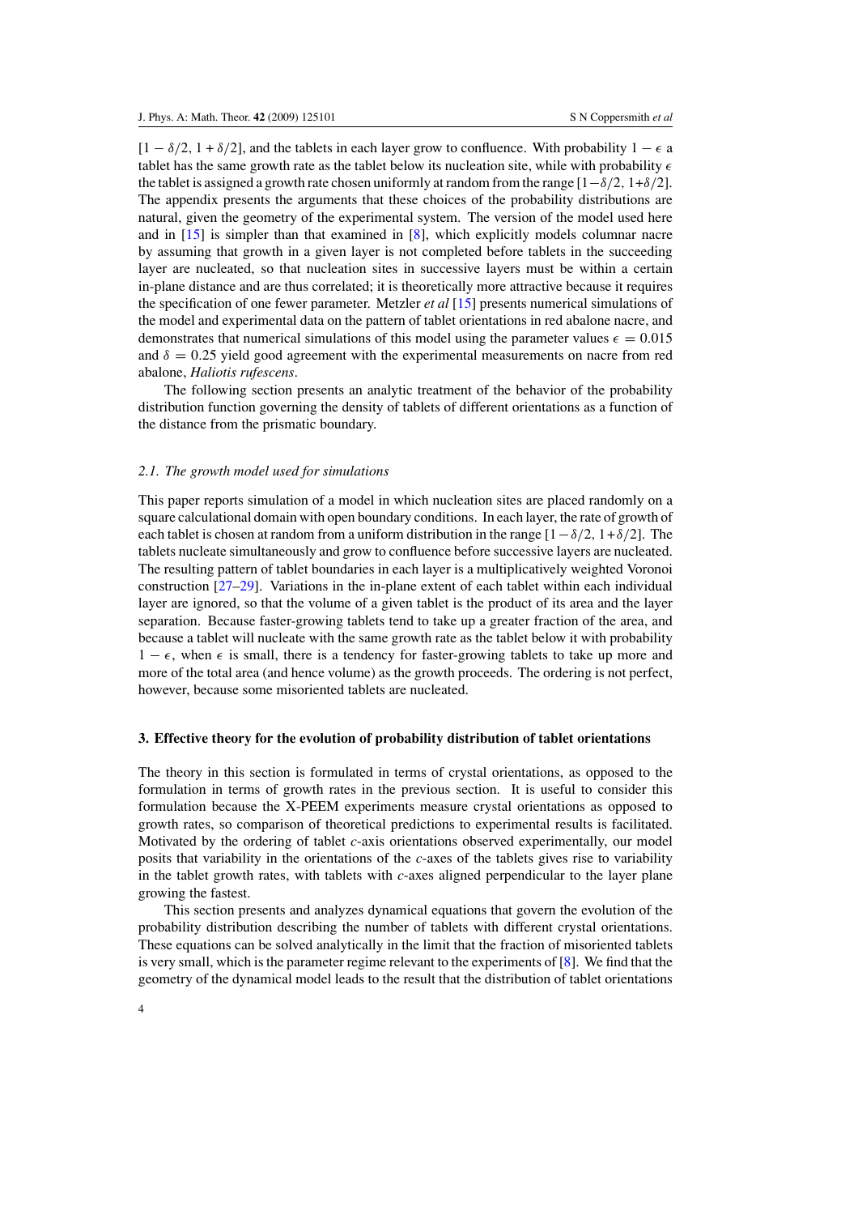$[1 - \delta/2, 1 + \delta/2]$, and the tablets in each layer grow to confluence. With probability $1 - \epsilon$ a tablet has the same growth rate as the tablet below its nucleation site, while with probability $\epsilon$ the tablet is assigned a growth rate chosen uniformly at random from the range $[1-\delta/2, 1+\delta/2]$. The appendix presents the arguments that these choices of the probability distributions are natural, given the geometry of the experimental system. The version of the model used here and in [15] is simpler than that examined in [8], which explicitly models columnar nacre by assuming that growth in a given layer is not completed before tablets in the succeeding layer are nucleated, so that nucleation sites in successive layers must be within a certain in-plane distance and are thus correlated; it is theoretically more attractive because it requires the specification of one fewer parameter. Metzler *et al* [15] presents numerical simulations of the model and experimental data on the pattern of tablet orientations in red abalone nacre, and demonstrates that numerical simulations of this model using the parameter values $\epsilon = 0.015$ and $\delta = 0.25$ yield good agreement with the experimental measurements on nacre from red abalone, *Haliotis rufescens*.

The following section presents an analytic treatment of the behavior of the probability distribution function governing the density of tablets of different orientations as a function of the distance from the prismatic boundary.

### *2.1. The growth model used for simulations*

This paper reports simulation of a model in which nucleation sites are placed randomly on a square calculational domain with open boundary conditions. In each layer, the rate of growth of each tablet is chosen at random from a uniform distribution in the range $[1-\delta/2, 1+\delta/2]$. The tablets nucleate simultaneously and grow to confluence before successive layers are nucleated. The resulting pattern of tablet boundaries in each layer is a multiplicatively weighted Voronoi construction [27–29]. Variations in the in-plane extent of each tablet within each individual layer are ignored, so that the volume of a given tablet is the product of its area and the layer separation. Because faster-growing tablets tend to take up a greater fraction of the area, and because a tablet will nucleate with the same growth rate as the tablet below it with probability $1 - \epsilon$, when $\epsilon$ is small, there is a tendency for faster-growing tablets to take up more and more of the total area (and hence volume) as the growth proceeds. The ordering is not perfect, however, because some misoriented tablets are nucleated.

## 3. Effective theory for the evolution of probability distribution of tablet orientations

The theory in this section is formulated in terms of crystal orientations, as opposed to the formulation in terms of growth rates in the previous section. It is useful to consider this formulation because the X-PEEM experiments measure crystal orientations as opposed to growth rates, so comparison of theoretical predictions to experimental results is facilitated. Motivated by the ordering of tablet *c*-axis orientations observed experimentally, our model posits that variability in the orientations of the *c*-axes of the tablets gives rise to variability in the tablet growth rates, with tablets with *c*-axes aligned perpendicular to the layer plane growing the fastest.

This section presents and analyzes dynamical equations that govern the evolution of the probability distribution describing the number of tablets with different crystal orientations. These equations can be solved analytically in the limit that the fraction of misoriented tablets is very small, which is the parameter regime relevant to the experiments of [8]. We find that the geometry of the dynamical model leads to the result that the distribution of tablet orientations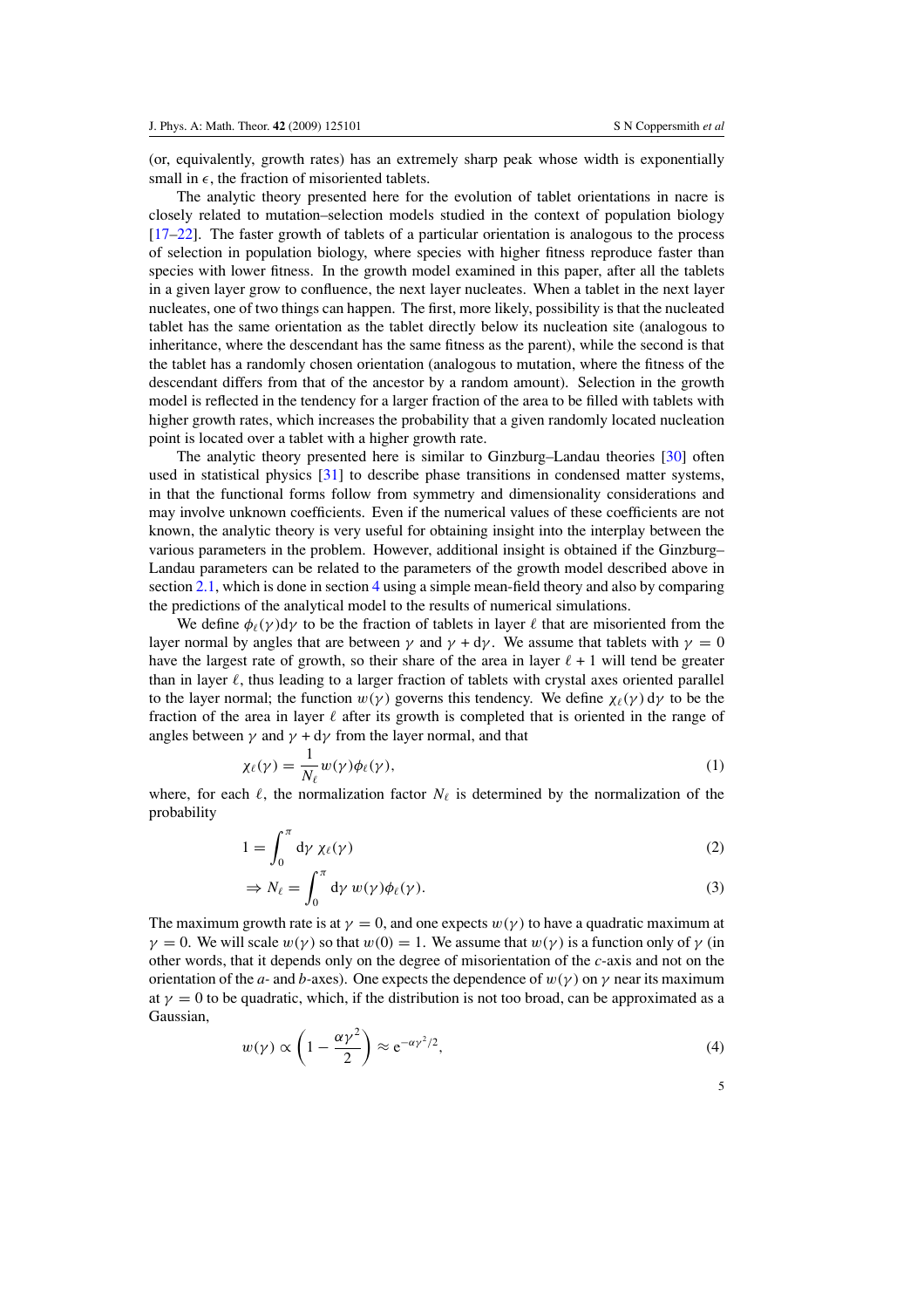(or, equivalently, growth rates) has an extremely sharp peak whose width is exponentially small in $\epsilon$, the fraction of misoriented tablets.

The analytic theory presented here for the evolution of tablet orientations in nacre is closely related to mutation–selection models studied in the context of population biology [17–22]. The faster growth of tablets of a particular orientation is analogous to the process of selection in population biology, where species with higher fitness reproduce faster than species with lower fitness. In the growth model examined in this paper, after all the tablets in a given layer grow to confluence, the next layer nucleates. When a tablet in the next layer nucleates, one of two things can happen. The first, more likely, possibility is that the nucleated tablet has the same orientation as the tablet directly below its nucleation site (analogous to inheritance, where the descendant has the same fitness as the parent), while the second is that the tablet has a randomly chosen orientation (analogous to mutation, where the fitness of the descendant differs from that of the ancestor by a random amount). Selection in the growth model is reflected in the tendency for a larger fraction of the area to be filled with tablets with higher growth rates, which increases the probability that a given randomly located nucleation point is located over a tablet with a higher growth rate.

The analytic theory presented here is similar to Ginzburg–Landau theories [30] often used in statistical physics [31] to describe phase transitions in condensed matter systems, in that the functional forms follow from symmetry and dimensionality considerations and may involve unknown coefficients. Even if the numerical values of these coefficients are not known, the analytic theory is very useful for obtaining insight into the interplay between the various parameters in the problem. However, additional insight is obtained if the Ginzburg–Landau parameters can be related to the parameters of the growth model described above in section 2.1, which is done in section 4 using a simple mean-field theory and also by comparing the predictions of the analytical model to the results of numerical simulations.

We define $\phi_\ell(\gamma)\mathrm{d}\gamma$ to be the fraction of tablets in layer $\ell$ that are misoriented from the layer normal by angles that are between $\gamma$ and $\gamma + \mathrm{d}\gamma$. We assume that tablets with $\gamma = 0$ have the largest rate of growth, so their share of the area in layer $\ell + 1$ will tend be greater than in layer $\ell$, thus leading to a larger fraction of tablets with crystal axes oriented parallel to the layer normal; the function $w(\gamma)$ governs this tendency. We define $\chi_\ell(\gamma)\,\mathrm{d}\gamma$ to be the fraction of the area in layer $\ell$ after its growth is completed that is oriented in the range of angles between $\gamma$ and $\gamma + \mathrm{d}\gamma$ from the layer normal, and that

$$\chi_\ell(\gamma) = \frac{1}{N_\ell} w(\gamma)\phi_\ell(\gamma), \tag{1}$$

where, for each $\ell$, the normalization factor $N_\ell$ is determined by the normalization of the probability

$$1 = \int_0^\pi \mathrm{d}\gamma\ \chi_\ell(\gamma) \tag{2}$$

$$\Rightarrow N_\ell = \int_0^\pi \mathrm{d}\gamma\ w(\gamma)\phi_\ell(\gamma). \tag{3}$$

The maximum growth rate is at $\gamma = 0$, and one expects $w(\gamma)$ to have a quadratic maximum at $\gamma = 0$. We will scale $w(\gamma)$ so that $w(0) = 1$. We assume that $w(\gamma)$ is a function only of $\gamma$ (in other words, that it depends only on the degree of misorientation of the $c$-axis and not on the orientation of the $a$- and $b$-axes). One expects the dependence of $w(\gamma)$ on $\gamma$ near its maximum at $\gamma = 0$ to be quadratic, which, if the distribution is not too broad, can be approximated as a Gaussian,

$$w(\gamma) \propto \left(1 - \frac{\alpha\gamma^2}{2}\right) \approx \mathrm{e}^{-\alpha\gamma^2/2}, \tag{4}$$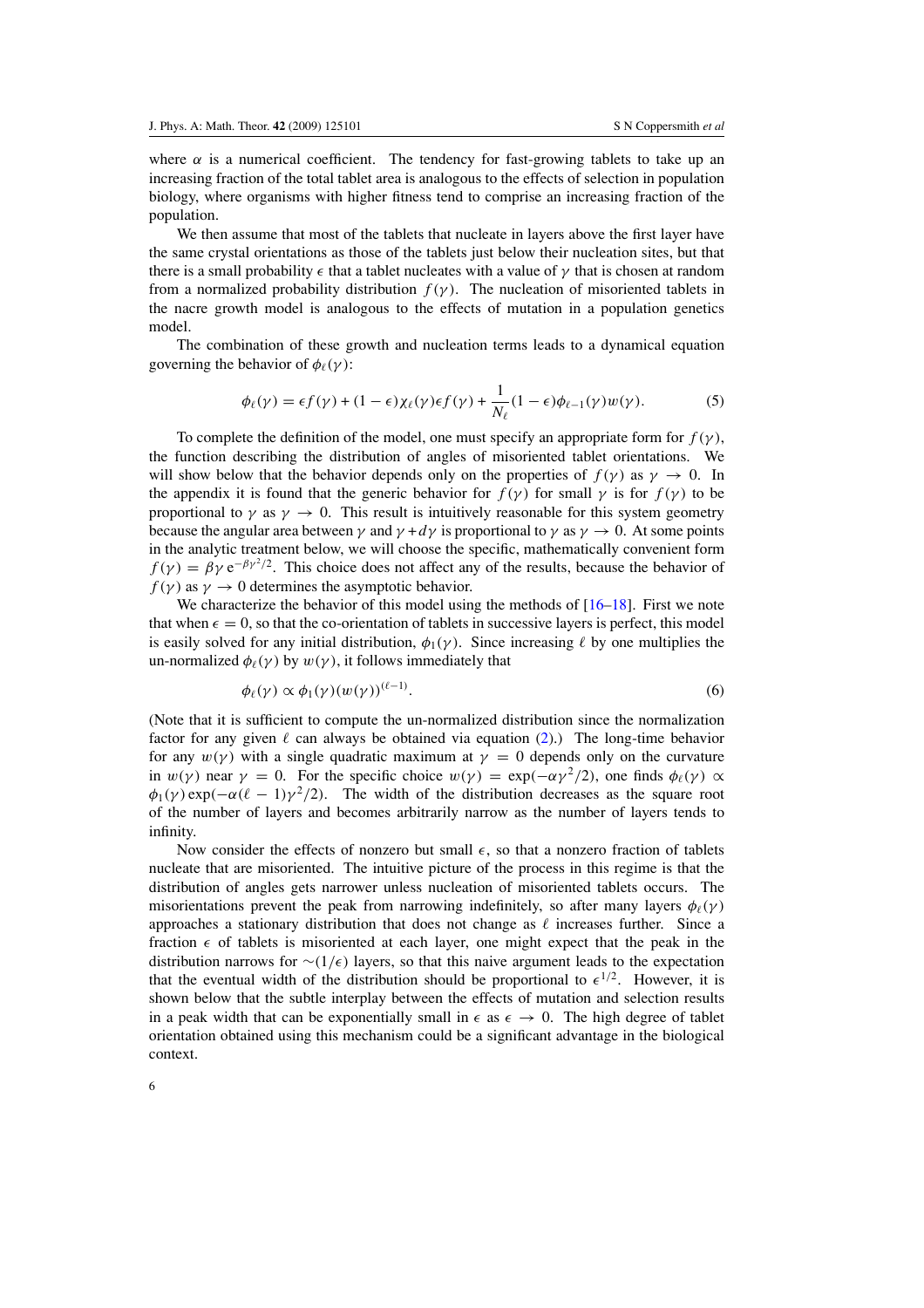where $\alpha$ is a numerical coefficient. The tendency for fast-growing tablets to take up an increasing fraction of the total tablet area is analogous to the effects of selection in population biology, where organisms with higher fitness tend to comprise an increasing fraction of the population.

We then assume that most of the tablets that nucleate in layers above the first layer have the same crystal orientations as those of the tablets just below their nucleation sites, but that there is a small probability $\epsilon$ that a tablet nucleates with a value of $\gamma$ that is chosen at random from a normalized probability distribution $f(\gamma)$. The nucleation of misoriented tablets in the nacre growth model is analogous to the effects of mutation in a population genetics model.

The combination of these growth and nucleation terms leads to a dynamical equation governing the behavior of $\phi_\ell(\gamma)$:

$$\phi_\ell(\gamma) = \epsilon f(\gamma) + (1-\epsilon)\chi_\ell(\gamma)\epsilon f(\gamma) + \frac{1}{N_\ell}(1-\epsilon)\phi_{\ell-1}(\gamma)w(\gamma). \tag{5}$$

To complete the definition of the model, one must specify an appropriate form for $f(\gamma)$, the function describing the distribution of angles of misoriented tablet orientations. We will show below that the behavior depends only on the properties of $f(\gamma)$ as $\gamma \to 0$. In the appendix it is found that the generic behavior for $f(\gamma)$ for small $\gamma$ is for $f(\gamma)$ to be proportional to $\gamma$ as $\gamma \to 0$. This result is intuitively reasonable for this system geometry because the angular area between $\gamma$ and $\gamma + d\gamma$ is proportional to $\gamma$ as $\gamma \to 0$. At some points in the analytic treatment below, we will choose the specific, mathematically convenient form $f(\gamma) = \beta\gamma\, \mathrm{e}^{-\beta\gamma^2/2}$. This choice does not affect any of the results, because the behavior of $f(\gamma)$ as $\gamma \to 0$ determines the asymptotic behavior.

We characterize the behavior of this model using the methods of [16–18]. First we note that when $\epsilon = 0$, so that the co-orientation of tablets in successive layers is perfect, this model is easily solved for any initial distribution, $\phi_1(\gamma)$. Since increasing $\ell$ by one multiplies the un-normalized $\phi_\ell(\gamma)$ by $w(\gamma)$, it follows immediately that

$$\phi_\ell(\gamma) \propto \phi_1(\gamma)(w(\gamma))^{(\ell-1)}. \tag{6}$$

(Note that it is sufficient to compute the un-normalized distribution since the normalization factor for any given $\ell$ can always be obtained via equation (2).) The long-time behavior for any $w(\gamma)$ with a single quadratic maximum at $\gamma = 0$ depends only on the curvature in $w(\gamma)$ near $\gamma = 0$. For the specific choice $w(\gamma) = \exp(-\alpha\gamma^2/2)$, one finds $\phi_\ell(\gamma) \propto \phi_1(\gamma)\exp(-\alpha(\ell-1)\gamma^2/2)$. The width of the distribution decreases as the square root of the number of layers and becomes arbitrarily narrow as the number of layers tends to infinity.

Now consider the effects of nonzero but small $\epsilon$, so that a nonzero fraction of tablets nucleate that are misoriented. The intuitive picture of the process in this regime is that the distribution of angles gets narrower unless nucleation of misoriented tablets occurs. The misorientations prevent the peak from narrowing indefinitely, so after many layers $\phi_\ell(\gamma)$ approaches a stationary distribution that does not change as $\ell$ increases further. Since a fraction $\epsilon$ of tablets is misoriented at each layer, one might expect that the peak in the distribution narrows for $\sim(1/\epsilon)$ layers, so that this naive argument leads to the expectation that the eventual width of the distribution should be proportional to $\epsilon^{1/2}$. However, it is shown below that the subtle interplay between the effects of mutation and selection results in a peak width that can be exponentially small in $\epsilon$ as $\epsilon \to 0$. The high degree of tablet orientation obtained using this mechanism could be a significant advantage in the biological context.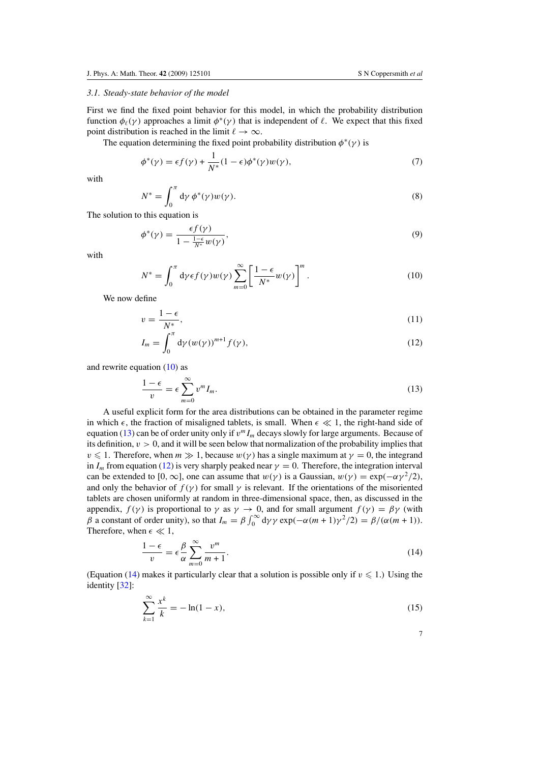### 3.1. Steady-state behavior of the model

First we find the fixed point behavior for this model, in which the probability distribution function $\phi_\ell(\gamma)$ approaches a limit $\phi^*(\gamma)$ that is independent of $\ell$. We expect that this fixed point distribution is reached in the limit $\ell \to \infty$.

The equation determining the fixed point probability distribution $\phi^*(\gamma)$ is

$$\phi^*(\gamma) = \epsilon f(\gamma) + \frac{1}{N^*}(1-\epsilon)\phi^*(\gamma)w(\gamma), \tag{7}$$

with

$$N^* = \int_0^\pi \mathrm{d}\gamma\, \phi^*(\gamma)w(\gamma). \tag{8}$$

The solution to this equation is

$$\phi^*(\gamma) = \frac{\epsilon f(\gamma)}{1 - \frac{1-\epsilon}{N^*}w(\gamma)}, \tag{9}$$

with

$$N^* = \int_0^\pi \mathrm{d}\gamma \epsilon f(\gamma) w(\gamma) \sum_{m=0}^{\infty} \left[\frac{1-\epsilon}{N^*}w(\gamma)\right]^m. \tag{10}$$

We now define

$$v = \frac{1-\epsilon}{N^*}, \tag{11}$$

$$I_m = \int_0^\pi \mathrm{d}\gamma (w(\gamma))^{m+1} f(\gamma), \tag{12}$$

and rewrite equation (10) as

$$\frac{1-\epsilon}{v} = \epsilon \sum_{m=0}^{\infty} v^m I_m. \tag{13}$$

A useful explicit form for the area distributions can be obtained in the parameter regime in which $\epsilon$, the fraction of misaligned tablets, is small. When $\epsilon \ll 1$, the right-hand side of equation (13) can be of order unity only if $v^m I_m$ decays slowly for large arguments. Because of its definition, $v > 0$, and it will be seen below that normalization of the probability implies that $v \leqslant 1$. Therefore, when $m \gg 1$, because $w(\gamma)$ has a single maximum at $\gamma = 0$, the integrand in $I_m$ from equation (12) is very sharply peaked near $\gamma = 0$. Therefore, the integration interval can be extended to $[0, \infty]$, one can assume that $w(\gamma)$ is a Gaussian, $w(\gamma) = \exp(-\alpha\gamma^2/2)$, and only the behavior of $f(\gamma)$ for small $\gamma$ is relevant. If the orientations of the misoriented tablets are chosen uniformly at random in three-dimensional space, then, as discussed in the appendix, $f(\gamma)$ is proportional to $\gamma$ as $\gamma \to 0$, and for small argument $f(\gamma) = \beta\gamma$ (with $\beta$ a constant of order unity), so that $I_m = \beta \int_0^\infty \mathrm{d}\gamma\, \gamma \exp(-\alpha(m+1)\gamma^2/2) = \beta/(\alpha(m+1))$. Therefore, when $\epsilon \ll 1$,

$$\frac{1-\epsilon}{v} = \epsilon \frac{\beta}{\alpha} \sum_{m=0}^{\infty} \frac{v^m}{m+1}. \tag{14}$$

(Equation (14) makes it particularly clear that a solution is possible only if $v \leqslant 1$.) Using the identity [32]:

$$\sum_{k=1}^{\infty} \frac{x^k}{k} = -\ln(1-x), \tag{15}$$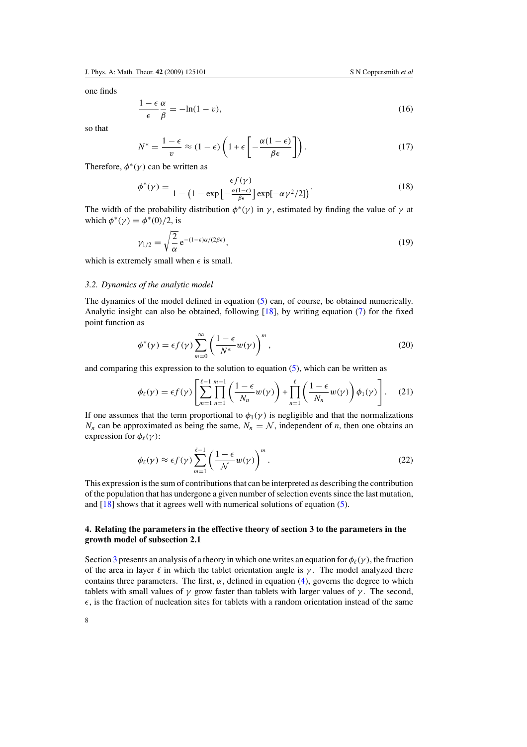one finds

$$\frac{1-\epsilon}{\epsilon}\frac{\alpha}{\beta} = -\ln(1-v), \tag{16}$$

so that

$$N^* = \frac{1-\epsilon}{v} \approx (1-\epsilon)\left(1 + \epsilon\left[-\frac{\alpha(1-\epsilon)}{\beta\epsilon}\right]\right). \tag{17}$$

Therefore, $\phi^*(\gamma)$ can be written as

$$\phi^*(\gamma) = \frac{\epsilon f(\gamma)}{1 - \left(1 - \exp\left[-\frac{\alpha(1-\epsilon)}{\beta\epsilon}\right]\exp[-\alpha\gamma^2/2]\right)}. \tag{18}$$

The width of the probability distribution $\phi^*(\gamma)$ in $\gamma$, estimated by finding the value of $\gamma$ at which $\phi^*(\gamma) = \phi^*(0)/2$, is

$$\gamma_{1/2} = \sqrt{\frac{2}{\alpha}}\,\mathrm{e}^{-(1-\epsilon)\alpha/(2\beta\epsilon)}, \tag{19}$$

which is extremely small when $\epsilon$ is small.

### 3.2. Dynamics of the analytic model

The dynamics of the model defined in equation (5) can, of course, be obtained numerically. Analytic insight can also be obtained, following [18], by writing equation (7) for the fixed point function as

$$\phi^*(\gamma) = \epsilon f(\gamma)\sum_{m=0}^{\infty}\left(\frac{1-\epsilon}{N^*}w(\gamma)\right)^m, \tag{20}$$

and comparing this expression to the solution to equation (5), which can be written as

$$\phi_\ell(\gamma) = \epsilon f(\gamma)\left[\sum_{m=1}^{\ell-1}\prod_{n=1}^{m-1}\left(\frac{1-\epsilon}{N_n}w(\gamma)\right) + \prod_{n=1}^{\ell}\left(\frac{1-\epsilon}{N_n}w(\gamma)\right)\phi_1(\gamma)\right]. \tag{21}$$

If one assumes that the term proportional to $\phi_1(\gamma)$ is negligible and that the normalizations $N_n$ can be approximated as being the same, $N_n = \mathcal{N}$, independent of $n$, then one obtains an expression for $\phi_\ell(\gamma)$:

$$\phi_\ell(\gamma) \approx \epsilon f(\gamma)\sum_{m=1}^{\ell-1}\left(\frac{1-\epsilon}{\mathcal{N}}w(\gamma)\right)^m. \tag{22}$$

This expression is the sum of contributions that can be interpreted as describing the contribution of the population that has undergone a given number of selection events since the last mutation, and [18] shows that it agrees well with numerical solutions of equation (5).

## 4. Relating the parameters in the effective theory of section 3 to the parameters in the growth model of subsection 2.1

Section 3 presents an analysis of a theory in which one writes an equation for $\phi_\ell(\gamma)$, the fraction of the area in layer $\ell$ in which the tablet orientation angle is $\gamma$. The model analyzed there contains three parameters. The first, $\alpha$, defined in equation (4), governs the degree to which tablets with small values of $\gamma$ grow faster than tablets with larger values of $\gamma$. The second, $\epsilon$, is the fraction of nucleation sites for tablets with a random orientation instead of the same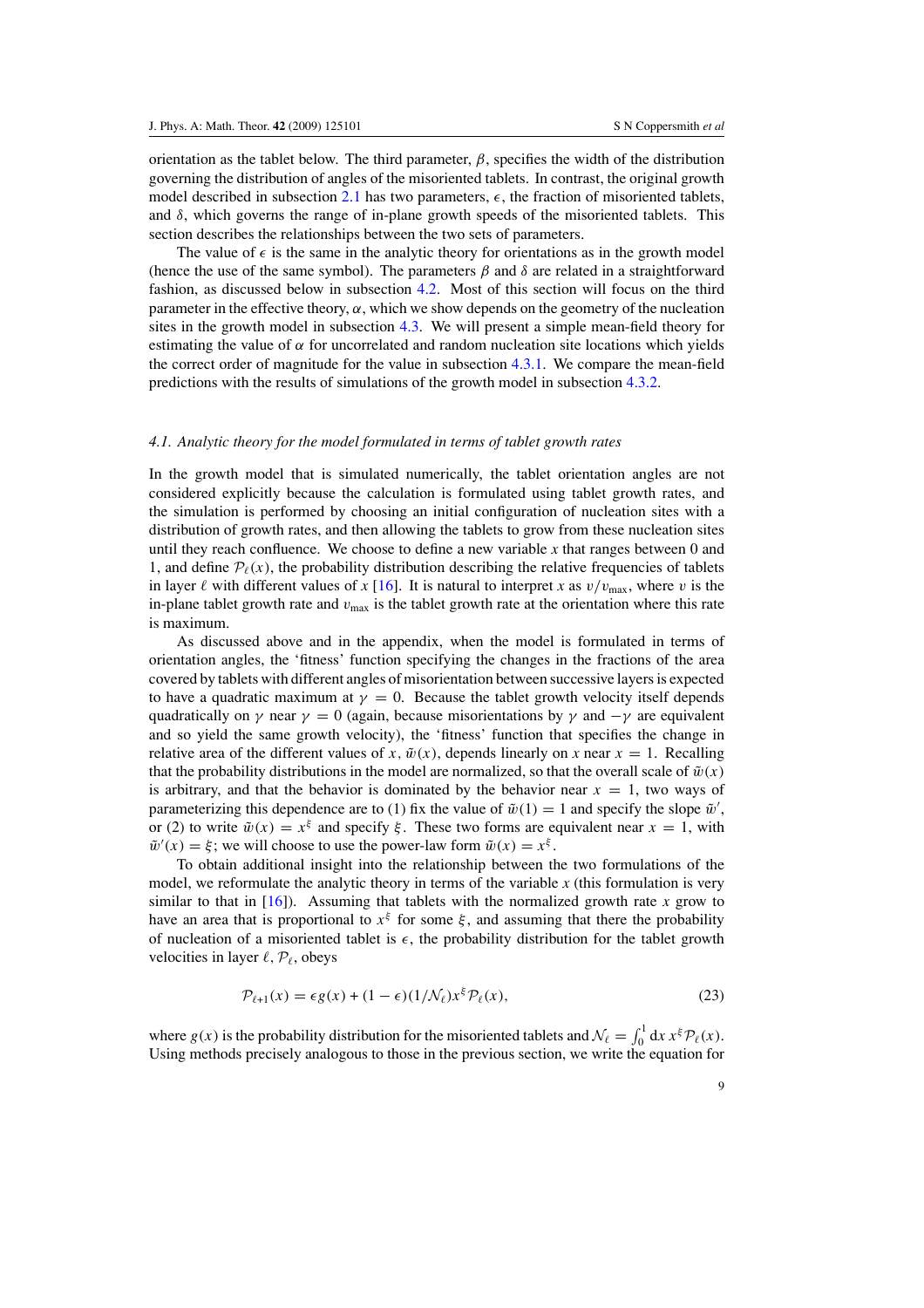orientation as the tablet below. The third parameter, $\beta$, specifies the width of the distribution governing the distribution of angles of the misoriented tablets. In contrast, the original growth model described in subsection 2.1 has two parameters, $\epsilon$, the fraction of misoriented tablets, and $\delta$, which governs the range of in-plane growth speeds of the misoriented tablets. This section describes the relationships between the two sets of parameters.

The value of $\epsilon$ is the same in the analytic theory for orientations as in the growth model (hence the use of the same symbol). The parameters $\beta$ and $\delta$ are related in a straightforward fashion, as discussed below in subsection 4.2. Most of this section will focus on the third parameter in the effective theory, $\alpha$, which we show depends on the geometry of the nucleation sites in the growth model in subsection 4.3. We will present a simple mean-field theory for estimating the value of $\alpha$ for uncorrelated and random nucleation site locations which yields the correct order of magnitude for the value in subsection 4.3.1. We compare the mean-field predictions with the results of simulations of the growth model in subsection 4.3.2.

### *4.1. Analytic theory for the model formulated in terms of tablet growth rates*

In the growth model that is simulated numerically, the tablet orientation angles are not considered explicitly because the calculation is formulated using tablet growth rates, and the simulation is performed by choosing an initial configuration of nucleation sites with a distribution of growth rates, and then allowing the tablets to grow from these nucleation sites until they reach confluence. We choose to define a new variable $x$ that ranges between 0 and 1, and define $\mathcal{P}_\ell(x)$, the probability distribution describing the relative frequencies of tablets in layer $\ell$ with different values of $x$ [16]. It is natural to interpret $x$ as $v/v_{\max}$, where $v$ is the in-plane tablet growth rate and $v_{\max}$ is the tablet growth rate at the orientation where this rate is maximum.

As discussed above and in the appendix, when the model is formulated in terms of orientation angles, the 'fitness' function specifying the changes in the fractions of the area covered by tablets with different angles of misorientation between successive layers is expected to have a quadratic maximum at $\gamma = 0$. Because the tablet growth velocity itself depends quadratically on $\gamma$ near $\gamma = 0$ (again, because misorientations by $\gamma$ and $-\gamma$ are equivalent and so yield the same growth velocity), the 'fitness' function that specifies the change in relative area of the different values of $x$, $\tilde{w}(x)$, depends linearly on $x$ near $x = 1$. Recalling that the probability distributions in the model are normalized, so that the overall scale of $\tilde{w}(x)$ is arbitrary, and that the behavior is dominated by the behavior near $x = 1$, two ways of parameterizing this dependence are to (1) fix the value of $\tilde{w}(1) = 1$ and specify the slope $\tilde{w}'$, or (2) to write $\tilde{w}(x) = x^{\xi}$ and specify $\xi$. These two forms are equivalent near $x = 1$, with $\tilde{w}'(x) = \xi$; we will choose to use the power-law form $\tilde{w}(x) = x^{\xi}$.

To obtain additional insight into the relationship between the two formulations of the model, we reformulate the analytic theory in terms of the variable $x$ (this formulation is very similar to that in [16]). Assuming that tablets with the normalized growth rate $x$ grow to have an area that is proportional to $x^{\xi}$ for some $\xi$, and assuming that there the probability of nucleation of a misoriented tablet is $\epsilon$, the probability distribution for the tablet growth velocities in layer $\ell$, $\mathcal{P}_\ell$, obeys

$$\mathcal{P}_{\ell+1}(x) = \epsilon g(x) + (1 - \epsilon)(1/\mathcal{N}_\ell) x^{\xi} \mathcal{P}_\ell(x), \tag{23}$$

where $g(x)$ is the probability distribution for the misoriented tablets and $\mathcal{N}_\ell = \int_0^1 \mathrm{d}x\, x^{\xi} \mathcal{P}_\ell(x)$. Using methods precisely analogous to those in the previous section, we write the equation for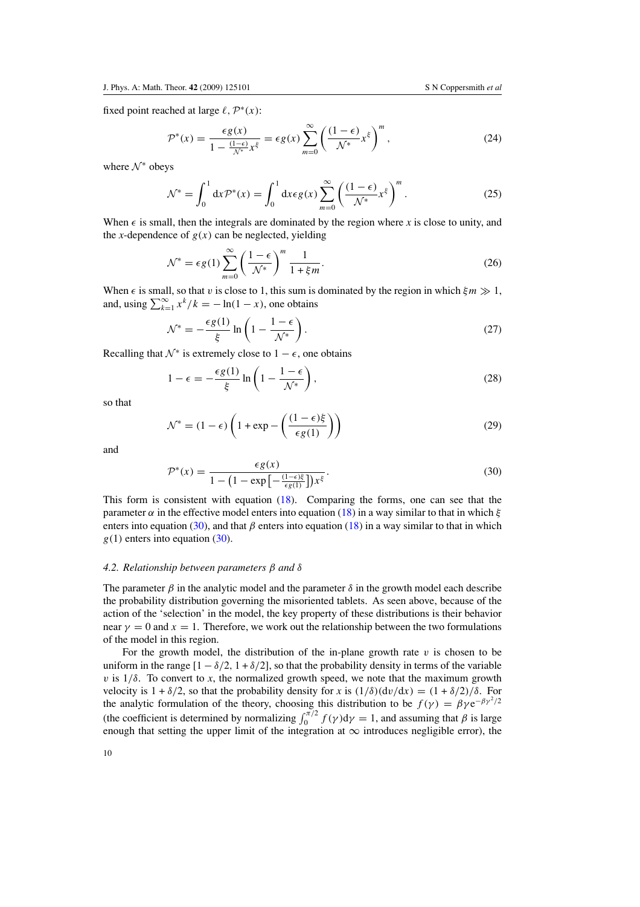fixed point reached at large $\ell$, $\mathcal{P}^*(x)$:

$$\mathcal{P}^*(x) = \frac{\epsilon g(x)}{1 - \frac{(1-\epsilon)}{\mathcal{N}^*} x^\xi} = \epsilon g(x) \sum_{m=0}^{\infty} \left( \frac{(1-\epsilon)}{\mathcal{N}^*} x^\xi \right)^m, \tag{24}$$

where $\mathcal{N}^*$ obeys

$$\mathcal{N}^* = \int_0^1 \mathrm{d}x \mathcal{P}^*(x) = \int_0^1 \mathrm{d}x \epsilon g(x) \sum_{m=0}^{\infty} \left( \frac{(1-\epsilon)}{\mathcal{N}^*} x^\xi \right)^m. \tag{25}$$

When $\epsilon$ is small, then the integrals are dominated by the region where $x$ is close to unity, and the $x$-dependence of $g(x)$ can be neglected, yielding

$$\mathcal{N}^* = \epsilon g(1) \sum_{m=0}^{\infty} \left( \frac{1-\epsilon}{\mathcal{N}^*} \right)^m \frac{1}{1+\xi m}. \tag{26}$$

When $\epsilon$ is small, so that $v$ is close to 1, this sum is dominated by the region in which $\xi m \gg 1$, and, using $\sum_{k=1}^{\infty} x^k/k = -\ln(1-x)$, one obtains

$$\mathcal{N}^* = -\frac{\epsilon g(1)}{\xi} \ln \left( 1 - \frac{1-\epsilon}{\mathcal{N}^*} \right). \tag{27}$$

Recalling that $\mathcal{N}^*$ is extremely close to $1-\epsilon$, one obtains

$$1 - \epsilon = -\frac{\epsilon g(1)}{\xi} \ln \left( 1 - \frac{1-\epsilon}{\mathcal{N}^*} \right), \tag{28}$$

so that

$$\mathcal{N}^* = (1-\epsilon) \left( 1 + \exp - \left( \frac{(1-\epsilon)\xi}{\epsilon g(1)} \right) \right) \tag{29}$$

and

$$\mathcal{P}^*(x) = \frac{\epsilon g(x)}{1 - \left(1 - \exp\left[-\frac{(1-\epsilon)\xi}{\epsilon g(1)}\right]\right) x^\xi}. \tag{30}$$

This form is consistent with equation (18). Comparing the forms, one can see that the parameter $\alpha$ in the effective model enters into equation (18) in a way similar to that in which $\xi$ enters into equation (30), and that $\beta$ enters into equation (18) in a way similar to that in which $g(1)$ enters into equation (30).

### 4.2. Relationship between parameters $\beta$ and $\delta$

The parameter $\beta$ in the analytic model and the parameter $\delta$ in the growth model each describe the probability distribution governing the misoriented tablets. As seen above, because of the action of the 'selection' in the model, the key property of these distributions is their behavior near $\gamma = 0$ and $x = 1$. Therefore, we work out the relationship between the two formulations of the model in this region.

For the growth model, the distribution of the in-plane growth rate $v$ is chosen to be uniform in the range $[1 - \delta/2, 1 + \delta/2]$, so that the probability density in terms of the variable $v$ is $1/\delta$. To convert to $x$, the normalized growth speed, we note that the maximum growth velocity is $1 + \delta/2$, so that the probability density for $x$ is $(1/\delta)(\mathrm{d}v/\mathrm{d}x) = (1 + \delta/2)/\delta$. For the analytic formulation of the theory, choosing this distribution to be $f(\gamma) = \beta\gamma \mathrm{e}^{-\beta\gamma^2/2}$ (the coefficient is determined by normalizing $\int_0^{\pi/2} f(\gamma)\mathrm{d}\gamma = 1$, and assuming that $\beta$ is large enough that setting the upper limit of the integration at $\infty$ introduces negligible error), the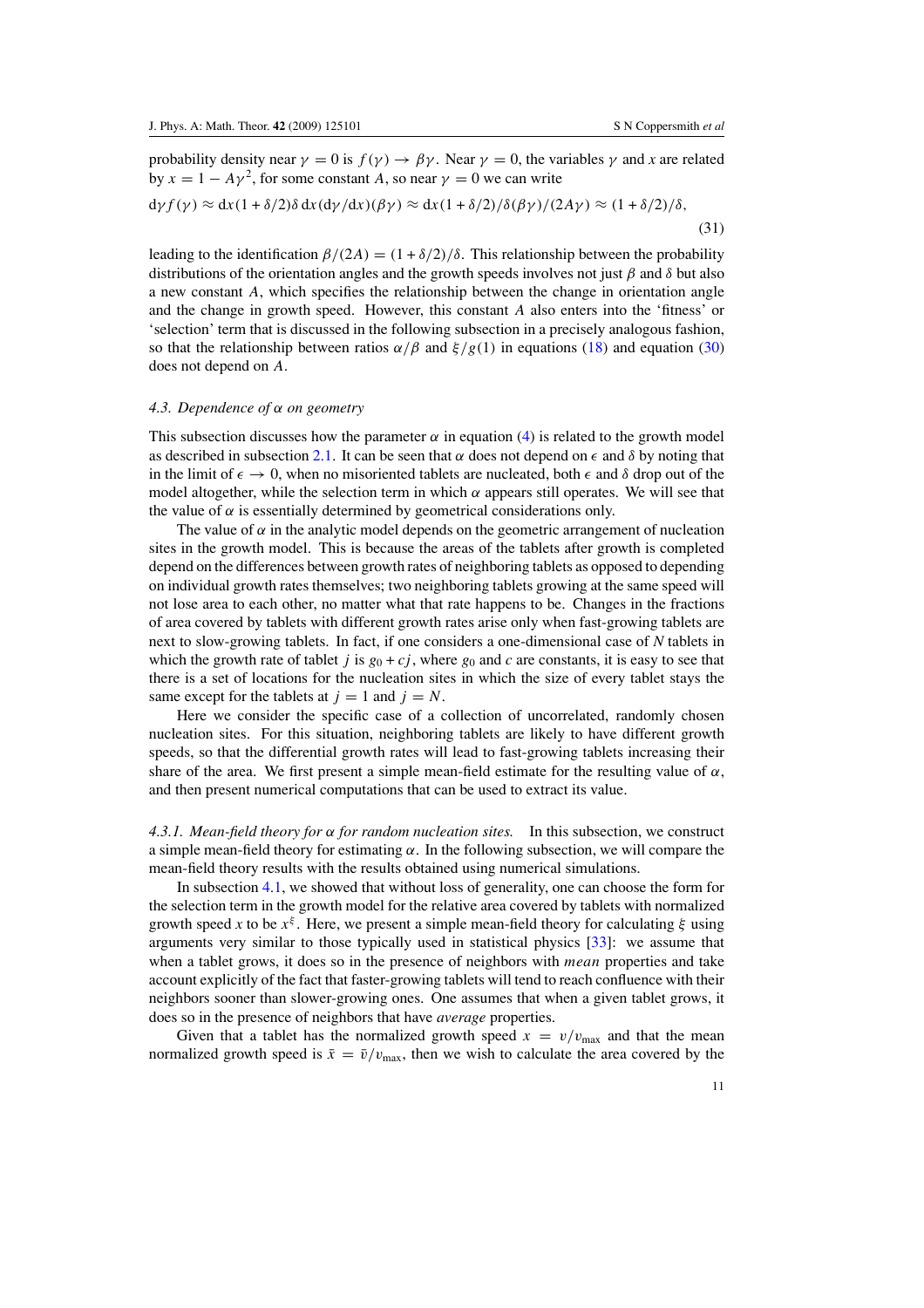probability density near $\gamma = 0$ is $f(\gamma) \to \beta\gamma$. Near $\gamma = 0$, the variables $\gamma$ and $x$ are related by $x = 1 - A\gamma^2$, for some constant $A$, so near $\gamma = 0$ we can write

$$\mathrm{d}\gamma f(\gamma) \approx \mathrm{d}x(1+\delta/2)\delta\,\mathrm{d}x(\mathrm{d}\gamma/\mathrm{d}x)(\beta\gamma) \approx \mathrm{d}x(1+\delta/2)/\delta(\beta\gamma)/(2A\gamma) \approx (1+\delta/2)/\delta, \tag{31}$$

leading to the identification $\beta/(2A) = (1+\delta/2)/\delta$. This relationship between the probability distributions of the orientation angles and the growth speeds involves not just $\beta$ and $\delta$ but also a new constant $A$, which specifies the relationship between the change in orientation angle and the change in growth speed. However, this constant $A$ also enters into the 'fitness' or 'selection' term that is discussed in the following subsection in a precisely analogous fashion, so that the relationship between ratios $\alpha/\beta$ and $\xi/g(1)$ in equations (18) and equation (30) does not depend on $A$.

### 4.3. Dependence of $\alpha$ on geometry

This subsection discusses how the parameter $\alpha$ in equation (4) is related to the growth model as described in subsection 2.1. It can be seen that $\alpha$ does not depend on $\epsilon$ and $\delta$ by noting that in the limit of $\epsilon \to 0$, when no misoriented tablets are nucleated, both $\epsilon$ and $\delta$ drop out of the model altogether, while the selection term in which $\alpha$ appears still operates. We will see that the value of $\alpha$ is essentially determined by geometrical considerations only.

The value of $\alpha$ in the analytic model depends on the geometric arrangement of nucleation sites in the growth model. This is because the areas of the tablets after growth is completed depend on the differences between growth rates of neighboring tablets as opposed to depending on individual growth rates themselves; two neighboring tablets growing at the same speed will not lose area to each other, no matter what that rate happens to be. Changes in the fractions of area covered by tablets with different growth rates arise only when fast-growing tablets are next to slow-growing tablets. In fact, if one considers a one-dimensional case of $N$ tablets in which the growth rate of tablet $j$ is $g_0 + cj$, where $g_0$ and $c$ are constants, it is easy to see that there is a set of locations for the nucleation sites in which the size of every tablet stays the same except for the tablets at $j = 1$ and $j = N$.

Here we consider the specific case of a collection of uncorrelated, randomly chosen nucleation sites. For this situation, neighboring tablets are likely to have different growth speeds, so that the differential growth rates will lead to fast-growing tablets increasing their share of the area. We first present a simple mean-field estimate for the resulting value of $\alpha$, and then present numerical computations that can be used to extract its value.

#### 4.3.1. Mean-field theory for $\alpha$ for random nucleation sites.

In this subsection, we construct a simple mean-field theory for estimating $\alpha$. In the following subsection, we will compare the mean-field theory results with the results obtained using numerical simulations.

In subsection 4.1, we showed that without loss of generality, one can choose the form for the selection term in the growth model for the relative area covered by tablets with normalized growth speed $x$ to be $x^{\xi}$. Here, we present a simple mean-field theory for calculating $\xi$ using arguments very similar to those typically used in statistical physics [33]: we assume that when a tablet grows, it does so in the presence of neighbors with *mean* properties and take account explicitly of the fact that faster-growing tablets will tend to reach confluence with their neighbors sooner than slower-growing ones. One assumes that when a given tablet grows, it does so in the presence of neighbors that have *average* properties.

Given that a tablet has the normalized growth speed $x = v/v_{\max}$ and that the mean normalized growth speed is $\bar{x} = \bar{v}/v_{\max}$, then we wish to calculate the area covered by the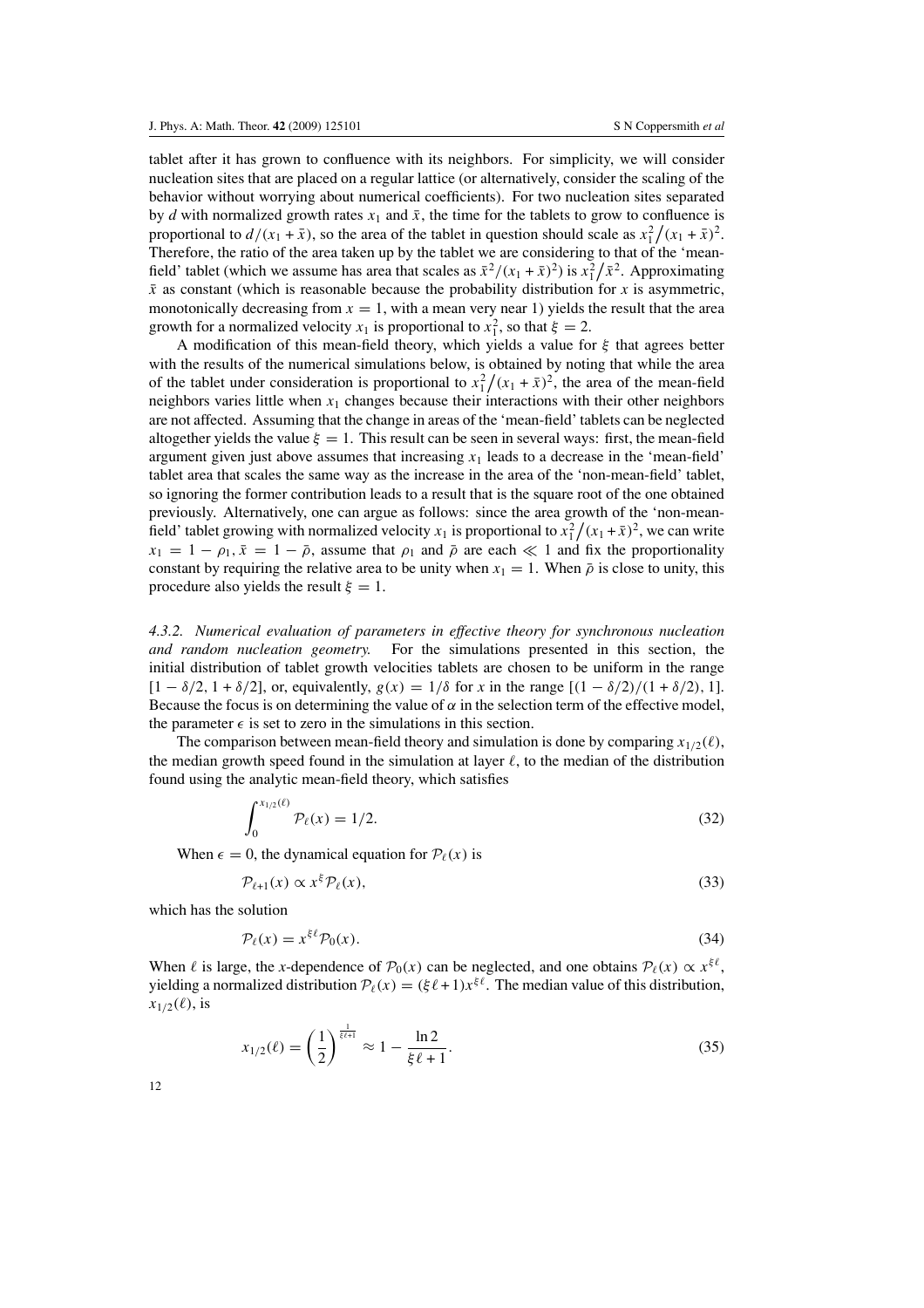tablet after it has grown to confluence with its neighbors. For simplicity, we will consider nucleation sites that are placed on a regular lattice (or alternatively, consider the scaling of the behavior without worrying about numerical coefficients). For two nucleation sites separated by $d$ with normalized growth rates $x_1$ and $\bar{x}$, the time for the tablets to grow to confluence is proportional to $d/(x_1 + \bar{x})$, so the area of the tablet in question should scale as $x_1^2/(x_1 + \bar{x})^2$. Therefore, the ratio of the area taken up by the tablet we are considering to that of the 'mean-field' tablet (which we assume has area that scales as $\bar{x}^2/(x_1 + \bar{x})^2$) is $x_1^2/\bar{x}^2$. Approximating $\bar{x}$ as constant (which is reasonable because the probability distribution for $x$ is asymmetric, monotonically decreasing from $x = 1$, with a mean very near 1) yields the result that the area growth for a normalized velocity $x_1$ is proportional to $x_1^2$, so that $\xi = 2$.

A modification of this mean-field theory, which yields a value for $\xi$ that agrees better with the results of the numerical simulations below, is obtained by noting that while the area of the tablet under consideration is proportional to $x_1^2/(x_1 + \bar{x})^2$, the area of the mean-field neighbors varies little when $x_1$ changes because their interactions with their other neighbors are not affected. Assuming that the change in areas of the 'mean-field' tablets can be neglected altogether yields the value $\xi = 1$. This result can be seen in several ways: first, the mean-field argument given just above assumes that increasing $x_1$ leads to a decrease in the 'mean-field' tablet area that scales the same way as the increase in the area of the 'non-mean-field' tablet, so ignoring the former contribution leads to a result that is the square root of the one obtained previously. Alternatively, one can argue as follows: since the area growth of the 'non-mean-field' tablet growing with normalized velocity $x_1$ is proportional to $x_1^2/(x_1 + \bar{x})^2$, we can write $x_1 = 1 - \rho_1, \bar{x} = 1 - \bar{\rho}$, assume that $\rho_1$ and $\bar{\rho}$ are each $\ll 1$ and fix the proportionality constant by requiring the relative area to be unity when $x_1 = 1$. When $\bar{\rho}$ is close to unity, this procedure also yields the result $\xi = 1$.

*4.3.2. Numerical evaluation of parameters in effective theory for synchronous nucleation and random nucleation geometry.* For the simulations presented in this section, the initial distribution of tablet growth velocities tablets are chosen to be uniform in the range $[1 - \delta/2, 1 + \delta/2]$, or, equivalently, $g(x) = 1/\delta$ for $x$ in the range $[(1 - \delta/2)/(1 + \delta/2), 1]$. Because the focus is on determining the value of $\alpha$ in the selection term of the effective model, the parameter $\epsilon$ is set to zero in the simulations in this section.

The comparison between mean-field theory and simulation is done by comparing $x_{1/2}(\ell)$, the median growth speed found in the simulation at layer $\ell$, to the median of the distribution found using the analytic mean-field theory, which satisfies

$$\int_0^{x_{1/2}(\ell)} \mathcal{P}_\ell(x) = 1/2. \tag{32}$$

When $\epsilon = 0$, the dynamical equation for $\mathcal{P}_\ell(x)$ is

$$\mathcal{P}_{\ell+1}(x) \propto x^\xi \mathcal{P}_\ell(x), \tag{33}$$

which has the solution

$$\mathcal{P}_\ell(x) = x^{\xi\ell} \mathcal{P}_0(x). \tag{34}$$

When $\ell$ is large, the $x$-dependence of $\mathcal{P}_0(x)$ can be neglected, and one obtains $\mathcal{P}_\ell(x) \propto x^{\xi\ell}$, yielding a normalized distribution $\mathcal{P}_\ell(x) = (\xi\ell + 1)x^{\xi\ell}$. The median value of this distribution, $x_{1/2}(\ell)$, is

$$x_{1/2}(\ell) = \left(\frac{1}{2}\right)^{\frac{1}{\xi\ell+1}} \approx 1 - \frac{\ln 2}{\xi\ell + 1}. \tag{35}$$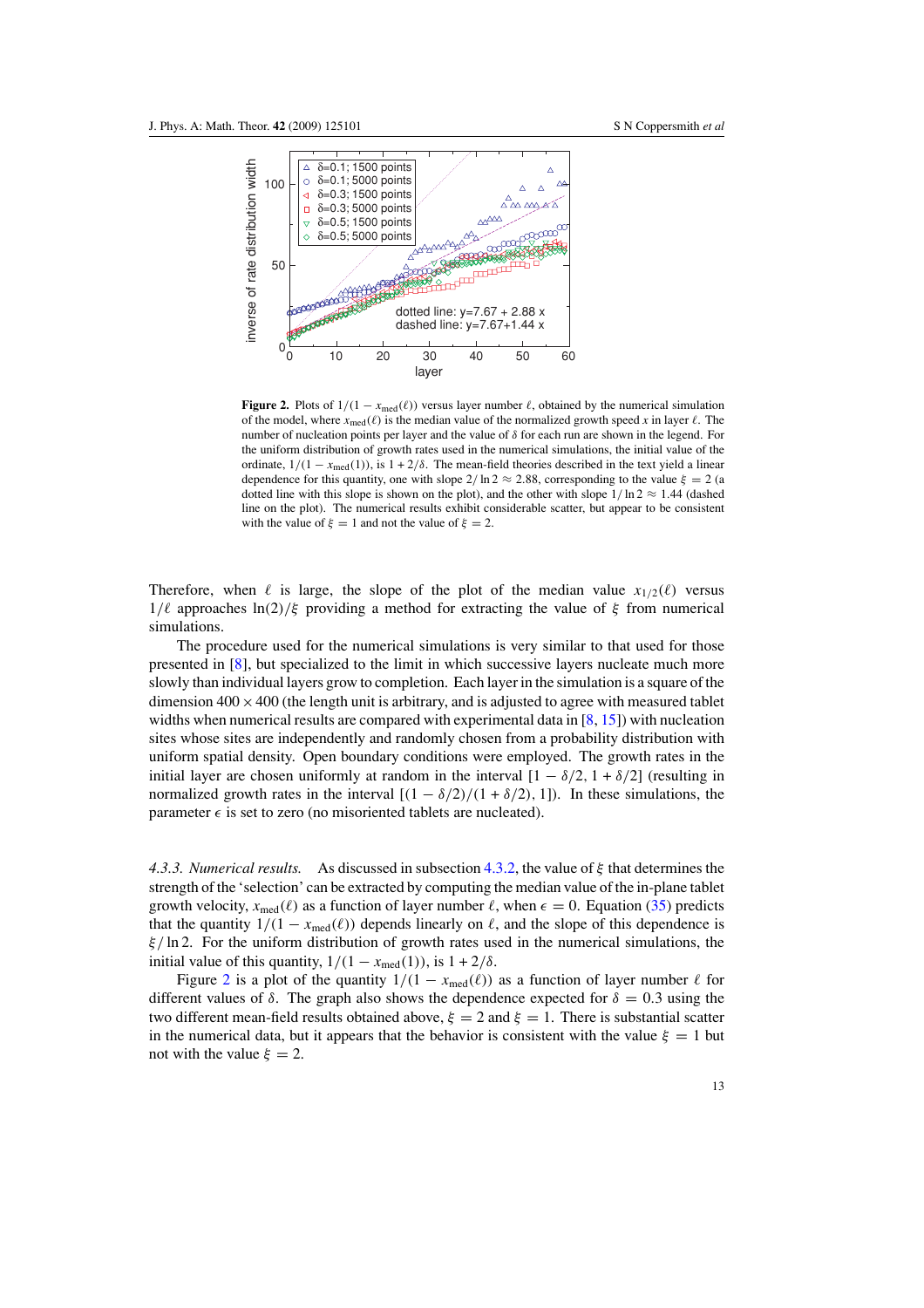**Figure 2.** Plots of $1/(1 - x_{\mathrm{med}}(\ell))$ versus layer number $\ell$, obtained by the numerical simulation of the model, where $x_{\mathrm{med}}(\ell)$ is the median value of the normalized growth speed $x$ in layer $\ell$. The number of nucleation points per layer and the value of $\delta$ for each run are shown in the legend. For the uniform distribution of growth rates used in the numerical simulations, the initial value of the ordinate, $1/(1 - x_{\mathrm{med}}(1))$, is $1 + 2/\delta$. The mean-field theories described in the text yield a linear dependence for this quantity, one with slope $2/\ln 2 \approx 2.88$, corresponding to the value $\xi = 2$ (a dotted line with this slope is shown on the plot), and the other with slope $1/\ln 2 \approx 1.44$ (dashed line on the plot). The numerical results exhibit considerable scatter, but appear to be consistent with the value of $\xi = 1$ and not the value of $\xi = 2$.

Therefore, when $\ell$ is large, the slope of the plot of the median value $x_{1/2}(\ell)$ versus $1/\ell$ approaches $\ln(2)/\xi$ providing a method for extracting the value of $\xi$ from numerical simulations.

The procedure used for the numerical simulations is very similar to that used for those presented in [8], but specialized to the limit in which successive layers nucleate much more slowly than individual layers grow to completion. Each layer in the simulation is a square of the dimension $400 \times 400$ (the length unit is arbitrary, and is adjusted to agree with measured tablet widths when numerical results are compared with experimental data in [8, 15]) with nucleation sites whose sites are independently and randomly chosen from a probability distribution with uniform spatial density. Open boundary conditions were employed. The growth rates in the initial layer are chosen uniformly at random in the interval $[1 - \delta/2, 1 + \delta/2]$ (resulting in normalized growth rates in the interval $[(1 - \delta/2)/(1 + \delta/2), 1]$). In these simulations, the parameter $\epsilon$ is set to zero (no misoriented tablets are nucleated).

*4.3.3. Numerical results.* As discussed in subsection 4.3.2, the value of $\xi$ that determines the strength of the 'selection' can be extracted by computing the median value of the in-plane tablet growth velocity, $x_{\mathrm{med}}(\ell)$ as a function of layer number $\ell$, when $\epsilon = 0$. Equation (35) predicts that the quantity $1/(1 - x_{\mathrm{med}}(\ell))$ depends linearly on $\ell$, and the slope of this dependence is $\xi/\ln 2$. For the uniform distribution of growth rates used in the numerical simulations, the initial value of this quantity, $1/(1 - x_{\mathrm{med}}(1))$, is $1 + 2/\delta$.

Figure 2 is a plot of the quantity $1/(1 - x_{\mathrm{med}}(\ell))$ as a function of layer number $\ell$ for different values of $\delta$. The graph also shows the dependence expected for $\delta = 0.3$ using the two different mean-field results obtained above, $\xi = 2$ and $\xi = 1$. There is substantial scatter in the numerical data, but it appears that the behavior is consistent with the value $\xi = 1$ but not with the value $\xi = 2$.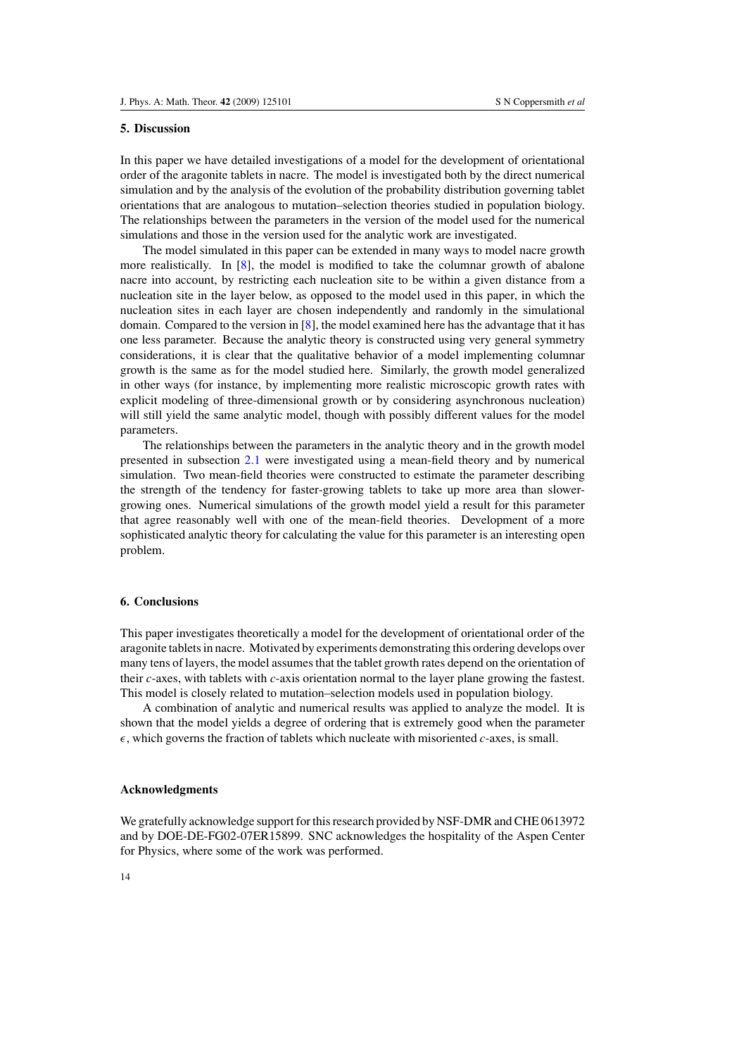## 5. Discussion

In this paper we have detailed investigations of a model for the development of orientational order of the aragonite tablets in nacre. The model is investigated both by the direct numerical simulation and by the analysis of the evolution of the probability distribution governing tablet orientations that are analogous to mutation–selection theories studied in population biology. The relationships between the parameters in the version of the model used for the numerical simulations and those in the version used for the analytic work are investigated.

The model simulated in this paper can be extended in many ways to model nacre growth more realistically. In [8], the model is modified to take the columnar growth of abalone nacre into account, by restricting each nucleation site to be within a given distance from a nucleation site in the layer below, as opposed to the model used in this paper, in which the nucleation sites in each layer are chosen independently and randomly in the simulational domain. Compared to the version in [8], the model examined here has the advantage that it has one less parameter. Because the analytic theory is constructed using very general symmetry considerations, it is clear that the qualitative behavior of a model implementing columnar growth is the same as for the model studied here. Similarly, the growth model generalized in other ways (for instance, by implementing more realistic microscopic growth rates with explicit modeling of three-dimensional growth or by considering asynchronous nucleation) will still yield the same analytic model, though with possibly different values for the model parameters.

The relationships between the parameters in the analytic theory and in the growth model presented in subsection 2.1 were investigated using a mean-field theory and by numerical simulation. Two mean-field theories were constructed to estimate the parameter describing the strength of the tendency for faster-growing tablets to take up more area than slower-growing ones. Numerical simulations of the growth model yield a result for this parameter that agree reasonably well with one of the mean-field theories. Development of a more sophisticated analytic theory for calculating the value for this parameter is an interesting open problem.

## 6. Conclusions

This paper investigates theoretically a model for the development of orientational order of the aragonite tablets in nacre. Motivated by experiments demonstrating this ordering develops over many tens of layers, the model assumes that the tablet growth rates depend on the orientation of their *c*-axes, with tablets with *c*-axis orientation normal to the layer plane growing the fastest. This model is closely related to mutation–selection models used in population biology.

A combination of analytic and numerical results was applied to analyze the model. It is shown that the model yields a degree of ordering that is extremely good when the parameter $\epsilon$, which governs the fraction of tablets which nucleate with misoriented *c*-axes, is small.

## Acknowledgments

We gratefully acknowledge support for this research provided by NSF-DMR and CHE 0613972 and by DOE-DE-FG02-07ER15899. SNC acknowledges the hospitality of the Aspen Center for Physics, where some of the work was performed.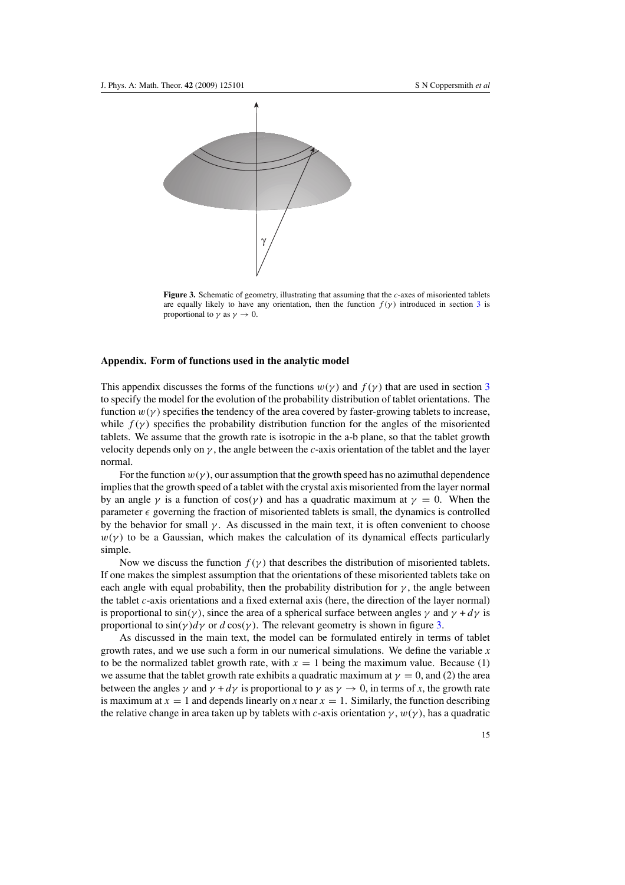**Figure 3.** Schematic of geometry, illustrating that assuming that the $c$-axes of misoriented tablets are equally likely to have any orientation, then the function $f(\gamma)$ introduced in section 3 is proportional to $\gamma$ as $\gamma \to 0$.

## Appendix. Form of functions used in the analytic model

This appendix discusses the forms of the functions $w(\gamma)$ and $f(\gamma)$ that are used in section 3 to specify the model for the evolution of the probability distribution of tablet orientations. The function $w(\gamma)$ specifies the tendency of the area covered by faster-growing tablets to increase, while $f(\gamma)$ specifies the probability distribution function for the angles of the misoriented tablets. We assume that the growth rate is isotropic in the a-b plane, so that the tablet growth velocity depends only on $\gamma$, the angle between the $c$-axis orientation of the tablet and the layer normal.

For the function $w(\gamma)$, our assumption that the growth speed has no azimuthal dependence implies that the growth speed of a tablet with the crystal axis misoriented from the layer normal by an angle $\gamma$ is a function of $\cos(\gamma)$ and has a quadratic maximum at $\gamma = 0$. When the parameter $\epsilon$ governing the fraction of misoriented tablets is small, the dynamics is controlled by the behavior for small $\gamma$. As discussed in the main text, it is often convenient to choose $w(\gamma)$ to be a Gaussian, which makes the calculation of its dynamical effects particularly simple.

Now we discuss the function $f(\gamma)$ that describes the distribution of misoriented tablets. If one makes the simplest assumption that the orientations of these misoriented tablets take on each angle with equal probability, then the probability distribution for $\gamma$, the angle between the tablet $c$-axis orientations and a fixed external axis (here, the direction of the layer normal) is proportional to $\sin(\gamma)$, since the area of a spherical surface between angles $\gamma$ and $\gamma + d\gamma$ is proportional to $\sin(\gamma) d\gamma$ or $d\cos(\gamma)$. The relevant geometry is shown in figure 3.

As discussed in the main text, the model can be formulated entirely in terms of tablet growth rates, and we use such a form in our numerical simulations. We define the variable $x$ to be the normalized tablet growth rate, with $x = 1$ being the maximum value. Because (1) we assume that the tablet growth rate exhibits a quadratic maximum at $\gamma = 0$, and (2) the area between the angles $\gamma$ and $\gamma + d\gamma$ is proportional to $\gamma$ as $\gamma \to 0$, in terms of $x$, the growth rate is maximum at $x = 1$ and depends linearly on $x$ near $x = 1$. Similarly, the function describing the relative change in area taken up by tablets with $c$-axis orientation $\gamma$, $w(\gamma)$, has a quadratic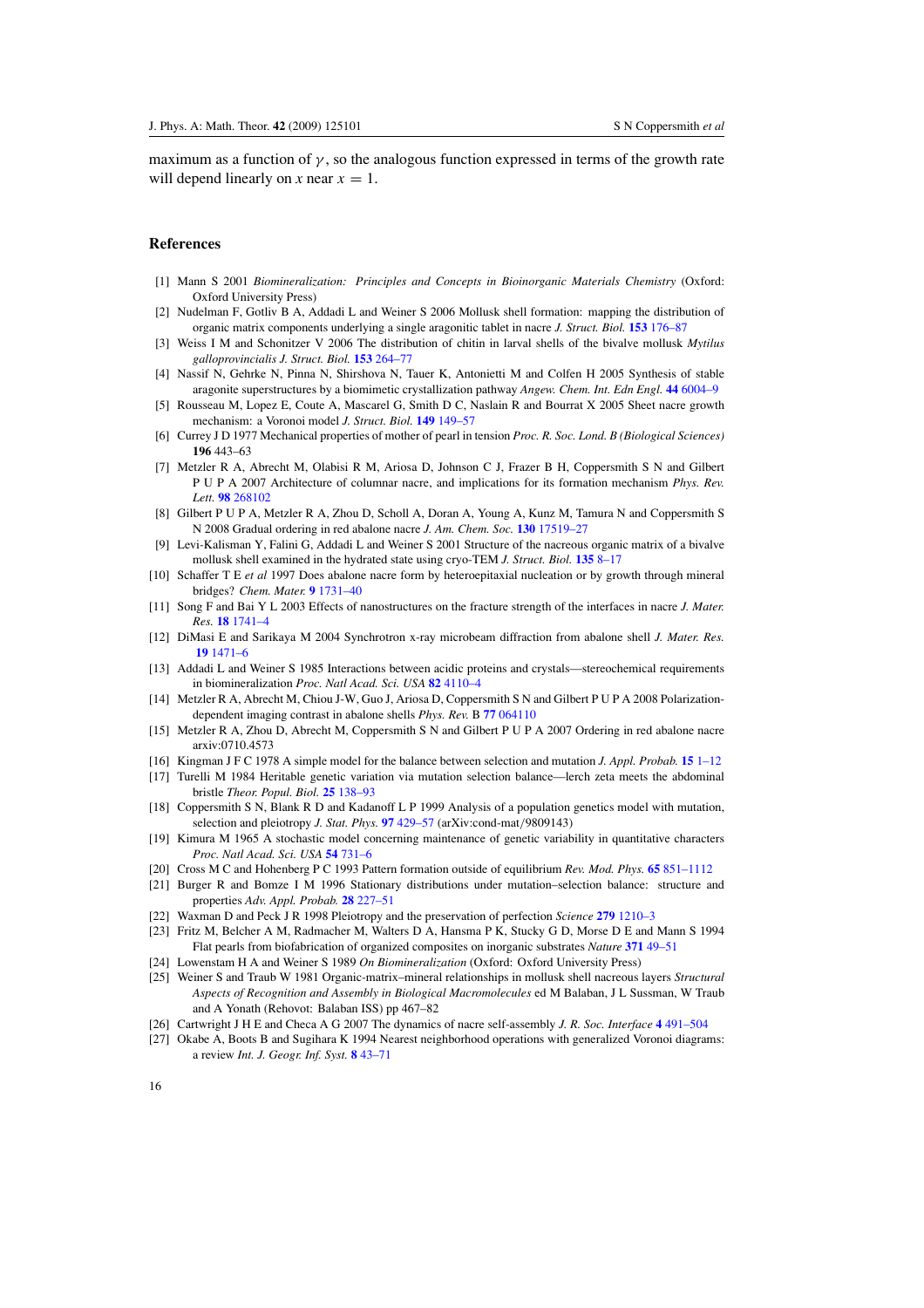maximum as a function of $\gamma$, so the analogous function expressed in terms of the growth rate will depend linearly on $x$ near $x = 1$.

## References

[1] Mann S 2001 *Biomineralization: Principles and Concepts in Bioinorganic Materials Chemistry* (Oxford: Oxford University Press)

[2] Nudelman F, Gotliv B A, Addadi L and Weiner S 2006 Mollusk shell formation: mapping the distribution of organic matrix components underlying a single aragonitic tablet in nacre *J. Struct. Biol.* **153** 176–87

[3] Weiss I M and Schonitzer V 2006 The distribution of chitin in larval shells of the bivalve mollusk *Mytilus galloprovincialis* *J. Struct. Biol.* **153** 264–77

[4] Nassif N, Gehrke N, Pinna N, Shirshova N, Tauer K, Antonietti M and Colfen H 2005 Synthesis of stable aragonite superstructures by a biomimetic crystallization pathway *Angew. Chem. Int. Edn Engl.* **44** 6004–9

[5] Rousseau M, Lopez E, Coute A, Mascarel G, Smith D C, Naslain R and Bourrat X 2005 Sheet nacre growth mechanism: a Voronoi model *J. Struct. Biol.* **149** 149–57

[6] Currey J D 1977 Mechanical properties of mother of pearl in tension *Proc. R. Soc. Lond. B (Biological Sciences)* **196** 443–63

[7] Metzler R A, Abrecht M, Olabisi R M, Ariosa D, Johnson C J, Frazer B H, Coppersmith S N and Gilbert P U P A 2007 Architecture of columnar nacre, and implications for its formation mechanism *Phys. Rev. Lett.* **98** 268102

[8] Gilbert P U P A, Metzler R A, Zhou D, Scholl A, Doran A, Young A, Kunz M, Tamura N and Coppersmith S N 2008 Gradual ordering in red abalone nacre *J. Am. Chem. Soc.* **130** 17519–27

[9] Levi-Kalisman Y, Falini G, Addadi L and Weiner S 2001 Structure of the nacreous organic matrix of a bivalve mollusk shell examined in the hydrated state using cryo-TEM *J. Struct. Biol.* **135** 8–17

[10] Schaffer T E *et al* 1997 Does abalone nacre form by heteroepitaxial nucleation or by growth through mineral bridges? *Chem. Mater.* **9** 1731–40

[11] Song F and Bai Y L 2003 Effects of nanostructures on the fracture strength of the interfaces in nacre *J. Mater. Res.* **18** 1741–4

[12] DiMasi E and Sarikaya M 2004 Synchrotron x-ray microbeam diffraction from abalone shell *J. Mater. Res.* **19** 1471–6

[13] Addadi L and Weiner S 1985 Interactions between acidic proteins and crystals—stereochemical requirements in biomineralization *Proc. Natl Acad. Sci. USA* **82** 4110–4

[14] Metzler R A, Abrecht M, Chiou J-W, Guo J, Ariosa D, Coppersmith S N and Gilbert P U P A 2008 Polarization-dependent imaging contrast in abalone shells *Phys. Rev.* B **77** 064110

[15] Metzler R A, Zhou D, Abrecht M, Coppersmith S N and Gilbert P U P A 2007 Ordering in red abalone nacre arxiv:0710.4573

[16] Kingman J F C 1978 A simple model for the balance between selection and mutation *J. Appl. Probab.* **15** 1–12

[17] Turelli M 1984 Heritable genetic variation via mutation selection balance—lerch zeta meets the abdominal bristle *Theor. Popul. Biol.* **25** 138–93

[18] Coppersmith S N, Blank R D and Kadanoff L P 1999 Analysis of a population genetics model with mutation, selection and pleiotropy *J. Stat. Phys.* **97** 429–57 (arXiv:cond-mat/9809143)

[19] Kimura M 1965 A stochastic model concerning maintenance of genetic variability in quantitative characters *Proc. Natl Acad. Sci. USA* **54** 731–6

[20] Cross M C and Hohenberg P C 1993 Pattern formation outside of equilibrium *Rev. Mod. Phys.* **65** 851–1112

[21] Burger R and Bomze I M 1996 Stationary distributions under mutation–selection balance: structure and properties *Adv. Appl. Probab.* **28** 227–51

[22] Waxman D and Peck J R 1998 Pleiotropy and the preservation of perfection *Science* **279** 1210–3

[23] Fritz M, Belcher A M, Radmacher M, Walters D A, Hansma P K, Stucky G D, Morse D E and Mann S 1994 Flat pearls from biofabrication of organized composites on inorganic substrates *Nature* **371** 49–51

[24] Lowenstam H A and Weiner S 1989 *On Biomineralization* (Oxford: Oxford University Press)

[25] Weiner S and Traub W 1981 Organic-matrix–mineral relationships in mollusk shell nacreous layers *Structural Aspects of Recognition and Assembly in Biological Macromolecules* ed M Balaban, J L Sussman, W Traub and A Yonath (Rehovot: Balaban ISS) pp 467–82

[26] Cartwright J H E and Checa A G 2007 The dynamics of nacre self-assembly *J. R. Soc. Interface* **4** 491–504

[27] Okabe A, Boots B and Sugihara K 1994 Nearest neighborhood operations with generalized Voronoi diagrams: a review *Int. J. Geogr. Inf. Syst.* **8** 43–71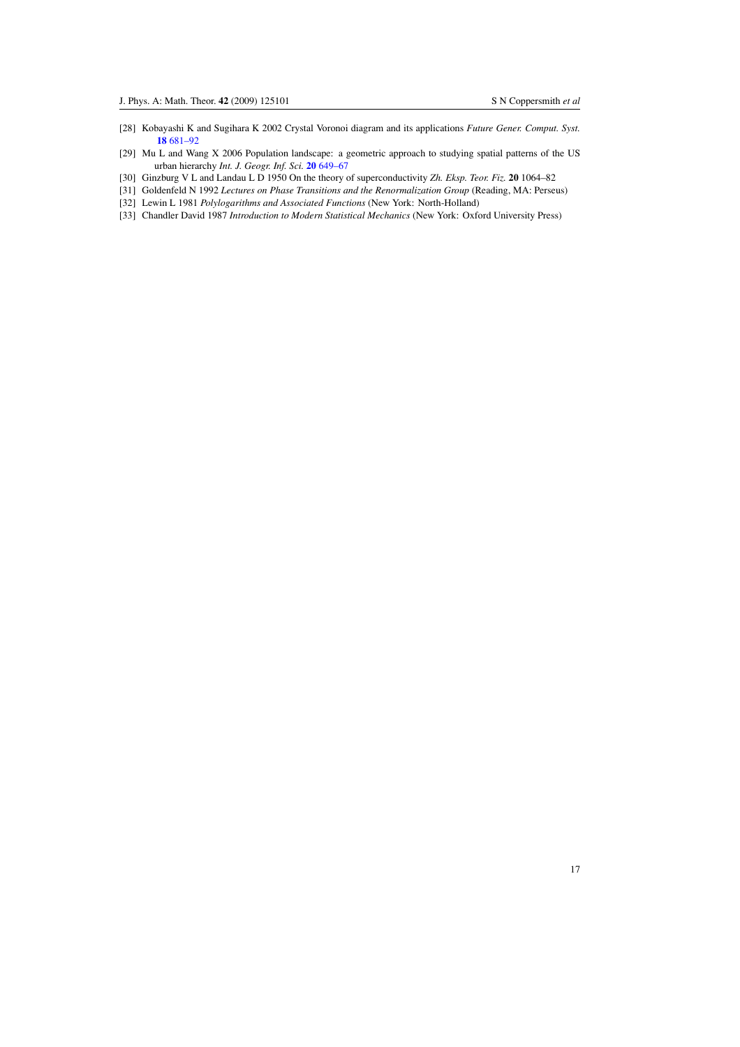[28] Kobayashi K and Sugihara K 2002 Crystal Voronoi diagram and its applications *Future Gener. Comput. Syst.* **18** 681–92

[29] Mu L and Wang X 2006 Population landscape: a geometric approach to studying spatial patterns of the US urban hierarchy *Int. J. Geogr. Inf. Sci.* **20** 649–67

[30] Ginzburg V L and Landau L D 1950 On the theory of superconductivity *Zh. Eksp. Teor. Fiz.* **20** 1064–82

[31] Goldenfeld N 1992 *Lectures on Phase Transitions and the Renormalization Group* (Reading, MA: Perseus)

[32] Lewin L 1981 *Polylogarithms and Associated Functions* (New York: North-Holland)

[33] Chandler David 1987 *Introduction to Modern Statistical Mechanics* (New York: Oxford University Press)